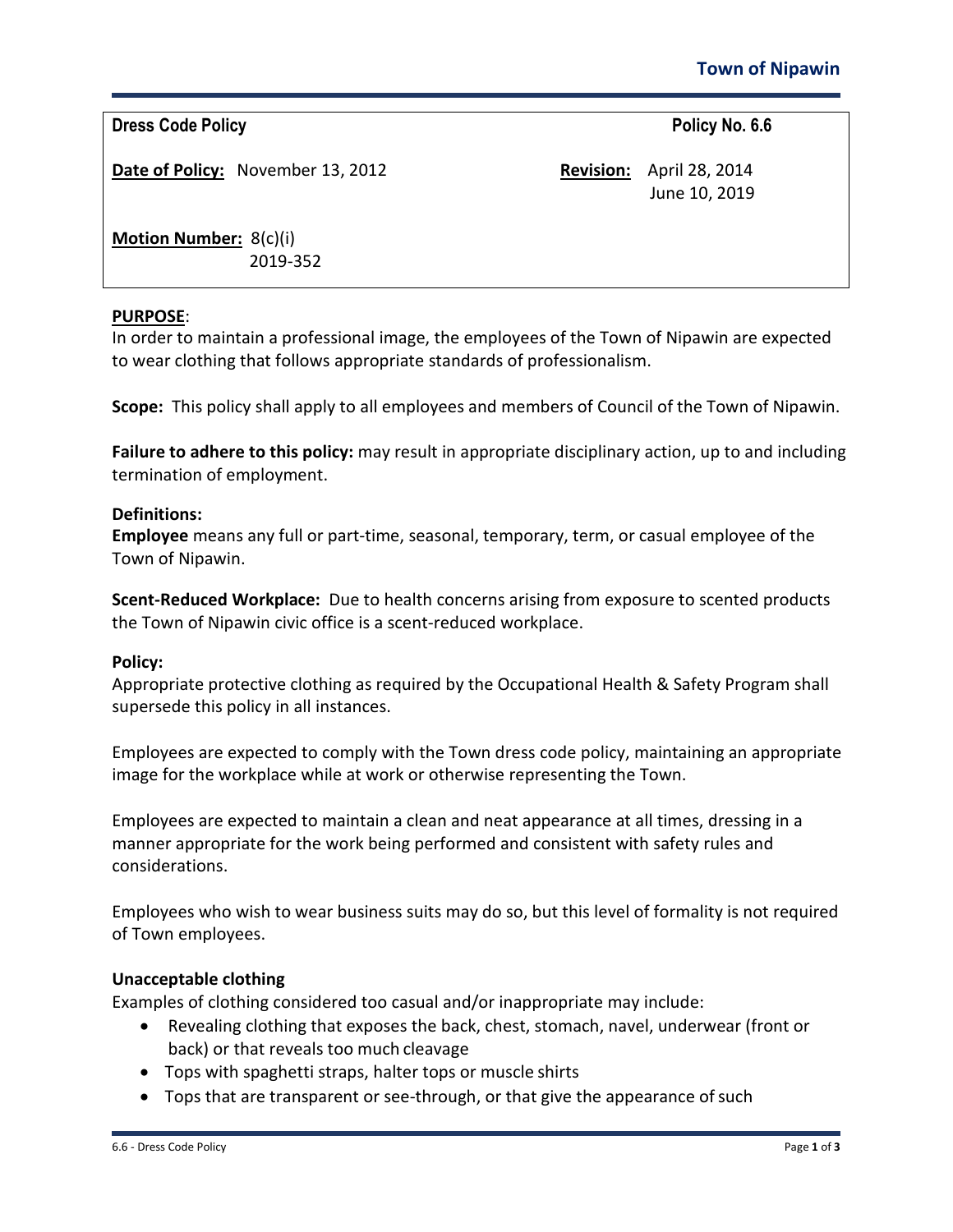Town of Nipawin

| **Dress Code Policy** | | **Policy No. 6.6** |
| --- | --- | --- |
| **Date of Policy:** November 13, 2012 | **Revision:** | April 28, 2014<br>June 10, 2019 |
| **Motion Number:** 8(c)(i)<br>2019-352 | | |

**PURPOSE**:
In order to maintain a professional image, the employees of the Town of Nipawin are expected to wear clothing that follows appropriate standards of professionalism.

**Scope:** This policy shall apply to all employees and members of Council of the Town of Nipawin.

**Failure to adhere to this policy:** may result in appropriate disciplinary action, up to and including termination of employment.

**Definitions:**
**Employee** means any full or part-time, seasonal, temporary, term, or casual employee of the Town of Nipawin.

**Scent-Reduced Workplace:** Due to health concerns arising from exposure to scented products the Town of Nipawin civic office is a scent-reduced workplace.

**Policy:**
Appropriate protective clothing as required by the Occupational Health & Safety Program shall supersede this policy in all instances.

Employees are expected to comply with the Town dress code policy, maintaining an appropriate image for the workplace while at work or otherwise representing the Town.

Employees are expected to maintain a clean and neat appearance at all times, dressing in a manner appropriate for the work being performed and consistent with safety rules and considerations.

Employees who wish to wear business suits may do so, but this level of formality is not required of Town employees.

**Unacceptable clothing**
Examples of clothing considered too casual and/or inappropriate may include:

- Revealing clothing that exposes the back, chest, stomach, navel, underwear (front or back) or that reveals too much cleavage
- Tops with spaghetti straps, halter tops or muscle shirts
- Tops that are transparent or see-through, or that give the appearance of such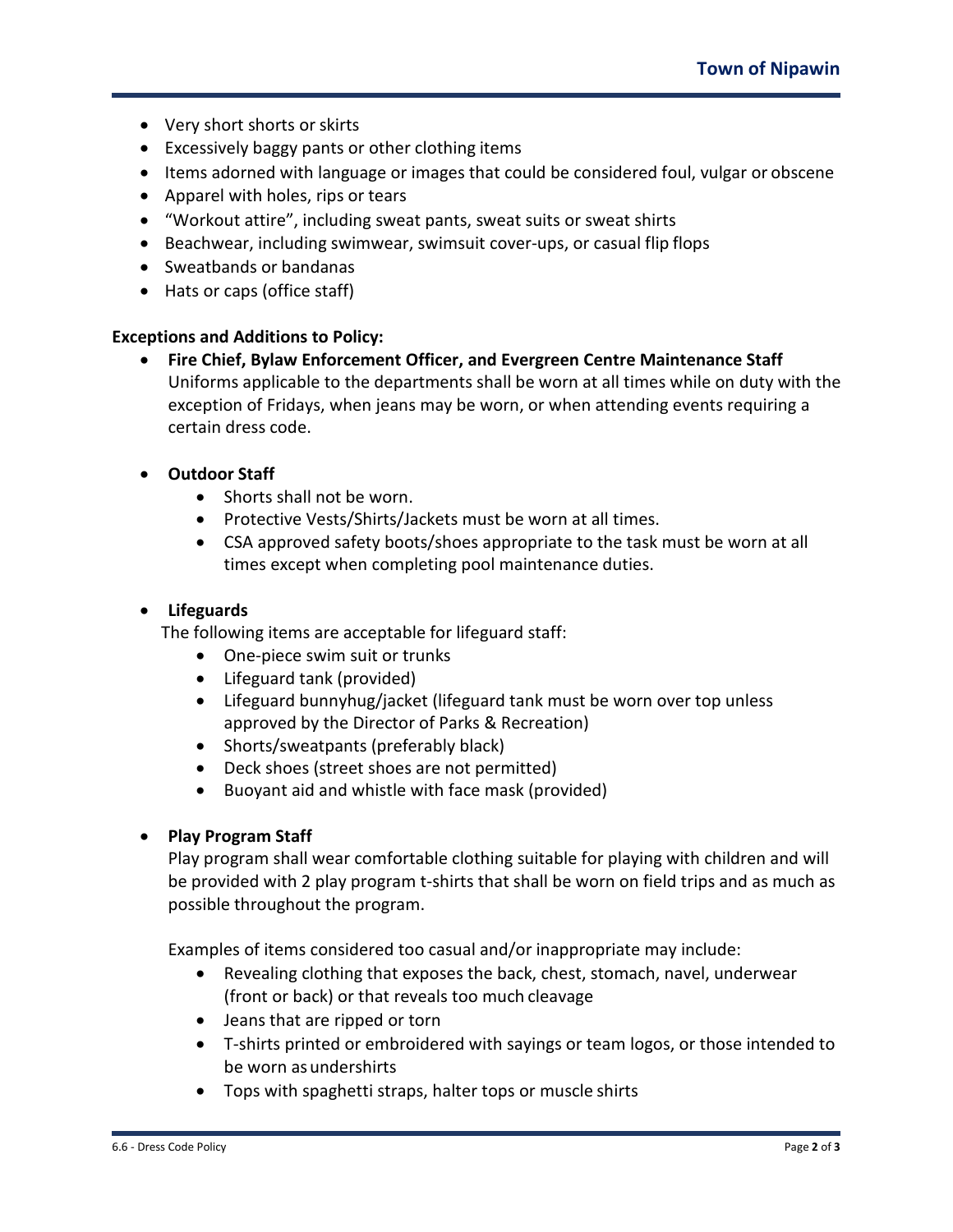- Very short shorts or skirts
- Excessively baggy pants or other clothing items
- Items adorned with language or images that could be considered foul, vulgar or obscene
- Apparel with holes, rips or tears
- "Workout attire", including sweat pants, sweat suits or sweat shirts
- Beachwear, including swimwear, swimsuit cover-ups, or casual flip flops
- Sweatbands or bandanas
- Hats or caps (office staff)

**Exceptions and Additions to Policy:**

- **Fire Chief, Bylaw Enforcement Officer, and Evergreen Centre Maintenance Staff**
  Uniforms applicable to the departments shall be worn at all times while on duty with the exception of Fridays, when jeans may be worn, or when attending events requiring a certain dress code.

- **Outdoor Staff**
  - Shorts shall not be worn.
  - Protective Vests/Shirts/Jackets must be worn at all times.
  - CSA approved safety boots/shoes appropriate to the task must be worn at all times except when completing pool maintenance duties.

- **Lifeguards**
  The following items are acceptable for lifeguard staff:
  - One-piece swim suit or trunks
  - Lifeguard tank (provided)
  - Lifeguard bunnyhug/jacket (lifeguard tank must be worn over top unless approved by the Director of Parks & Recreation)
  - Shorts/sweatpants (preferably black)
  - Deck shoes (street shoes are not permitted)
  - Buoyant aid and whistle with face mask (provided)

- **Play Program Staff**
  Play program shall wear comfortable clothing suitable for playing with children and will be provided with 2 play program t-shirts that shall be worn on field trips and as much as possible throughout the program.

  Examples of items considered too casual and/or inappropriate may include:
  - Revealing clothing that exposes the back, chest, stomach, navel, underwear (front or back) or that reveals too much cleavage
  - Jeans that are ripped or torn
  - T-shirts printed or embroidered with sayings or team logos, or those intended to be worn as undershirts
  - Tops with spaghetti straps, halter tops or muscle shirts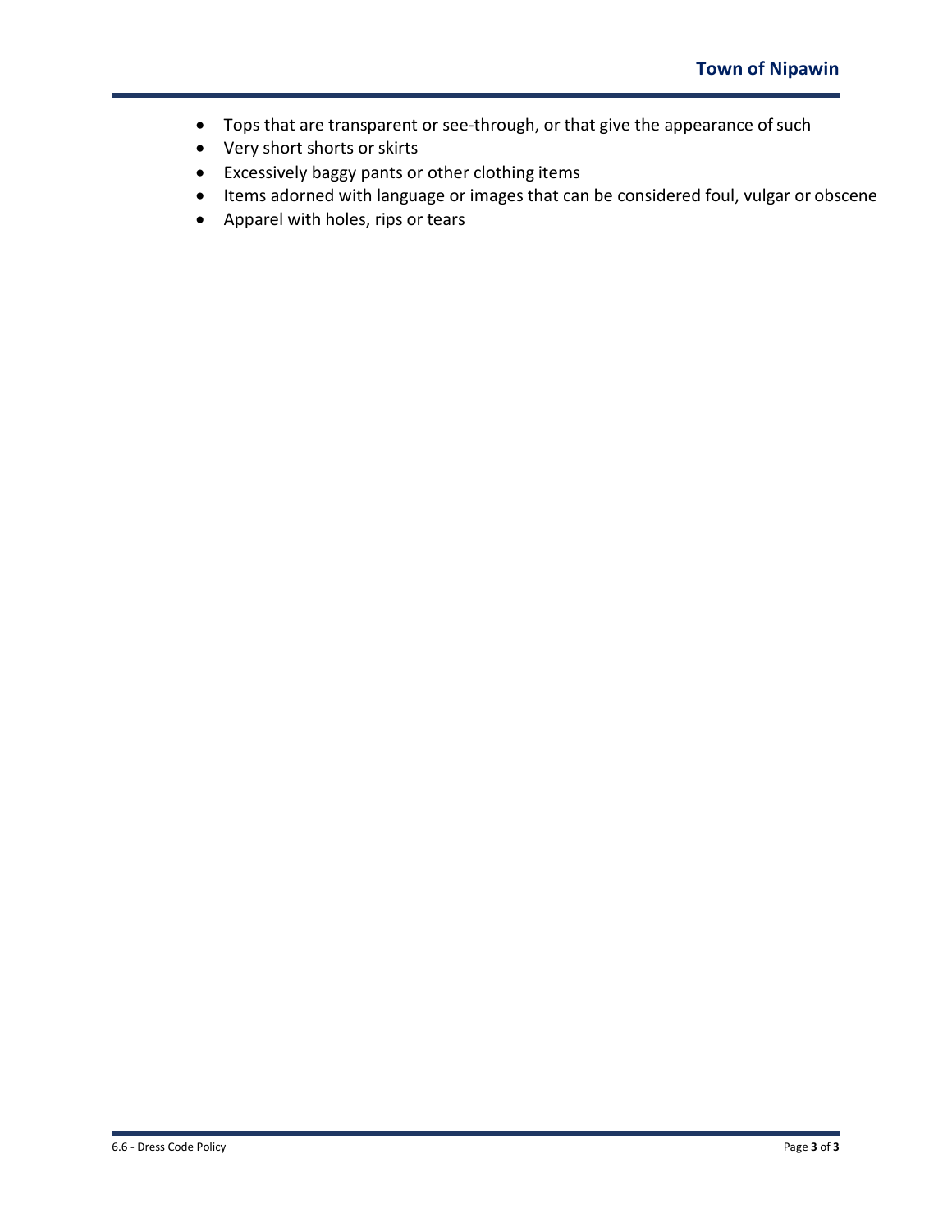- Tops that are transparent or see-through, or that give the appearance of such
- Very short shorts or skirts
- Excessively baggy pants or other clothing items
- Items adorned with language or images that can be considered foul, vulgar or obscene
- Apparel with holes, rips or tears